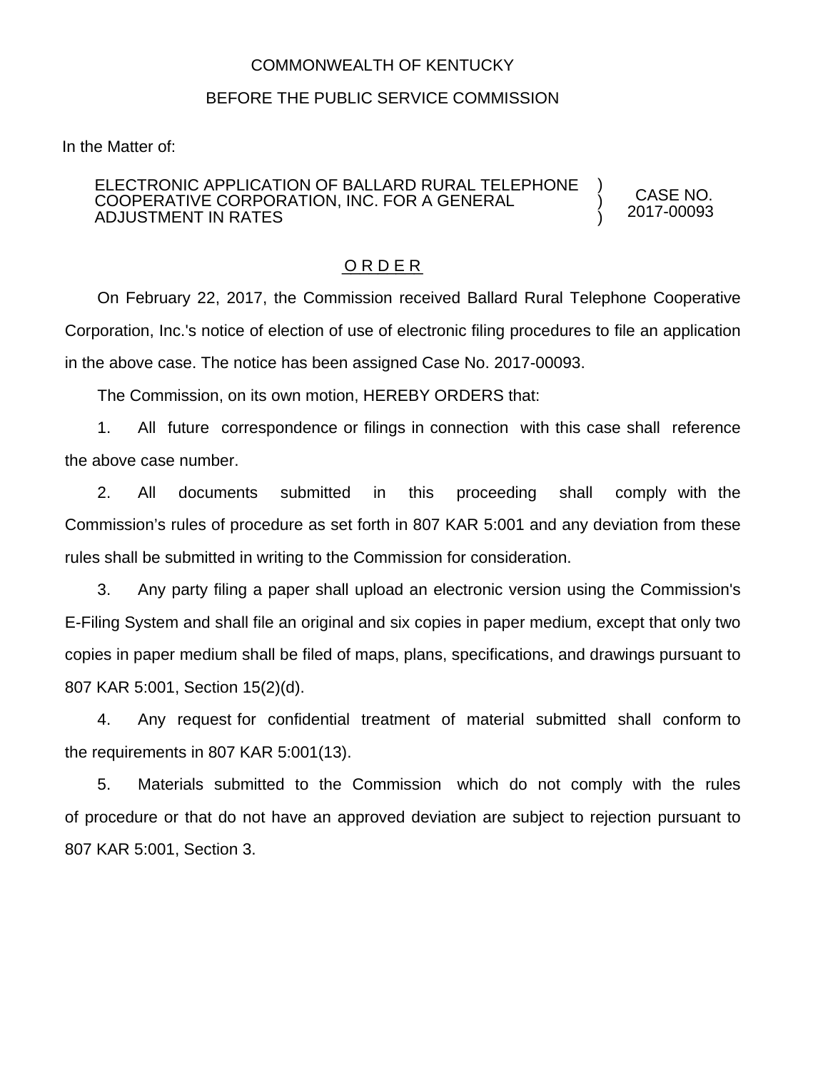COMMONWEALTH OF KENTUCKY

BEFORE THE PUBLIC SERVICE COMMISSION

In the Matter of:

| | | |
|---|---|---|
| ELECTRONIC APPLICATION OF BALLARD RURAL TELEPHONE COOPERATIVE CORPORATION, INC. FOR A GENERAL ADJUSTMENT IN RATES | ) ) ) | CASE NO. 2017-00093 |

# O R D E R

On February 22, 2017, the Commission received Ballard Rural Telephone Cooperative Corporation, Inc.'s notice of election of use of electronic filing procedures to file an application in the above case. The notice has been assigned Case No. 2017-00093.

The Commission, on its own motion, HEREBY ORDERS that:

1. All future correspondence or filings in connection with this case shall reference the above case number.

2. All documents submitted in this proceeding shall comply with the Commission's rules of procedure as set forth in 807 KAR 5:001 and any deviation from these rules shall be submitted in writing to the Commission for consideration.

3. Any party filing a paper shall upload an electronic version using the Commission's E-Filing System and shall file an original and six copies in paper medium, except that only two copies in paper medium shall be filed of maps, plans, specifications, and drawings pursuant to 807 KAR 5:001, Section 15(2)(d).

4. Any request for confidential treatment of material submitted shall conform to the requirements in 807 KAR 5:001(13).

5. Materials submitted to the Commission which do not comply with the rules of procedure or that do not have an approved deviation are subject to rejection pursuant to 807 KAR 5:001, Section 3.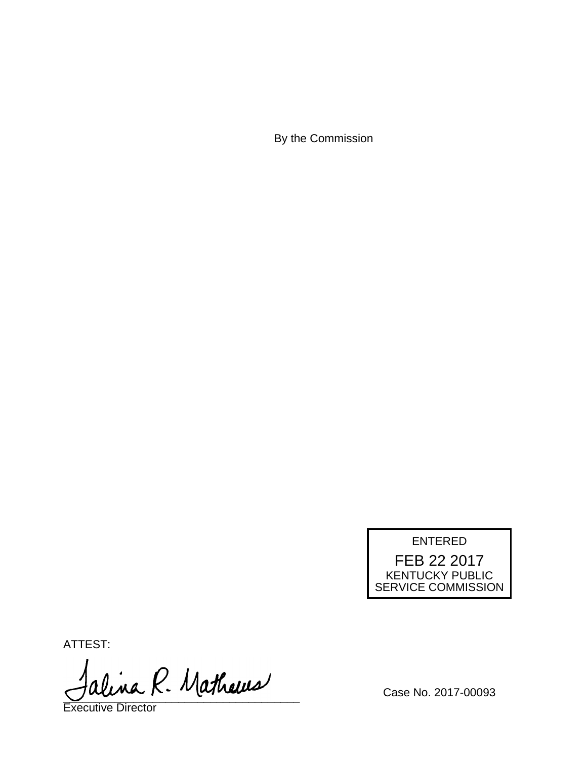By the Commission

ENTERED
FEB 22 2017
KENTUCKY PUBLIC
SERVICE COMMISSION

ATTEST:

Talina R. Mathews
_____________________________________
Executive Director

Case No. 2017-00093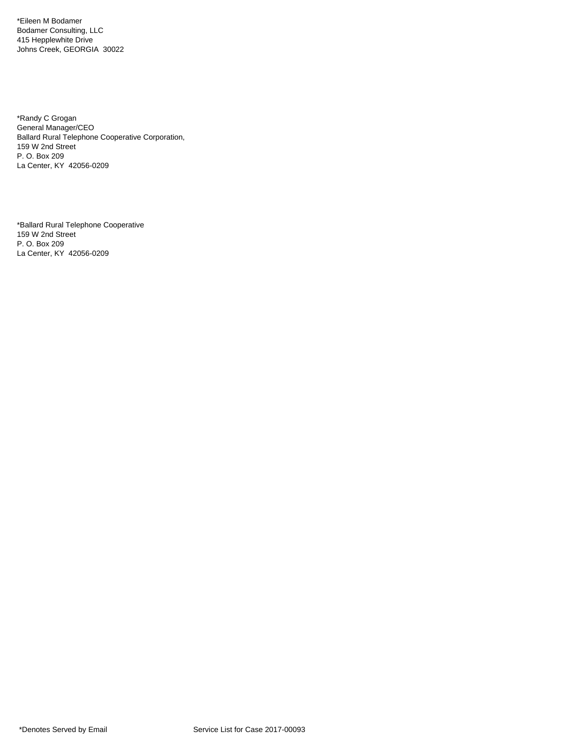*Eileen M Bodamer
Bodamer Consulting, LLC
415 Hepplewhite Drive
Johns Creek, GEORGIA 30022

*Randy C Grogan
General Manager/CEO
Ballard Rural Telephone Cooperative Corporation,
159 W 2nd Street
P. O. Box 209
La Center, KY 42056-0209

*Ballard Rural Telephone Cooperative
159 W 2nd Street
P. O. Box 209
La Center, KY 42056-0209